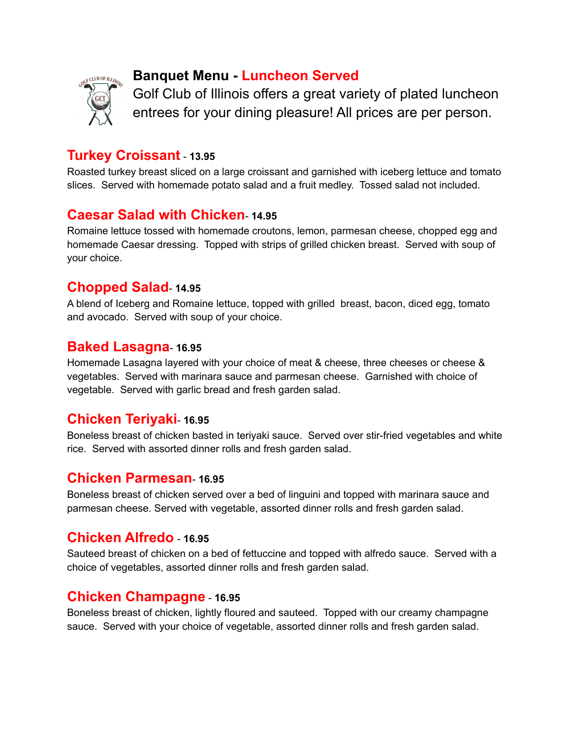# Banquet Menu - Luncheon Served

Golf Club of Illinois offers a great variety of plated luncheon entrees for your dining pleasure! All prices are per person.

## Turkey Croissant - 13.95

Roasted turkey breast sliced on a large croissant and garnished with iceberg lettuce and tomato slices. Served with homemade potato salad and a fruit medley. Tossed salad not included.

## Caesar Salad with Chicken- 14.95

Romaine lettuce tossed with homemade croutons, lemon, parmesan cheese, chopped egg and homemade Caesar dressing. Topped with strips of grilled chicken breast. Served with soup of your choice.

## Chopped Salad- 14.95

A blend of Iceberg and Romaine lettuce, topped with grilled breast, bacon, diced egg, tomato and avocado. Served with soup of your choice.

## Baked Lasagna- 16.95

Homemade Lasagna layered with your choice of meat & cheese, three cheeses or cheese & vegetables. Served with marinara sauce and parmesan cheese. Garnished with choice of vegetable. Served with garlic bread and fresh garden salad.

## Chicken Teriyaki- 16.95

Boneless breast of chicken basted in teriyaki sauce. Served over stir-fried vegetables and white rice. Served with assorted dinner rolls and fresh garden salad.

## Chicken Parmesan- 16.95

Boneless breast of chicken served over a bed of linguini and topped with marinara sauce and parmesan cheese. Served with vegetable, assorted dinner rolls and fresh garden salad.

## Chicken Alfredo - 16.95

Sauteed breast of chicken on a bed of fettuccine and topped with alfredo sauce. Served with a choice of vegetables, assorted dinner rolls and fresh garden salad.

## Chicken Champagne - 16.95

Boneless breast of chicken, lightly floured and sauteed. Topped with our creamy champagne sauce. Served with your choice of vegetable, assorted dinner rolls and fresh garden salad.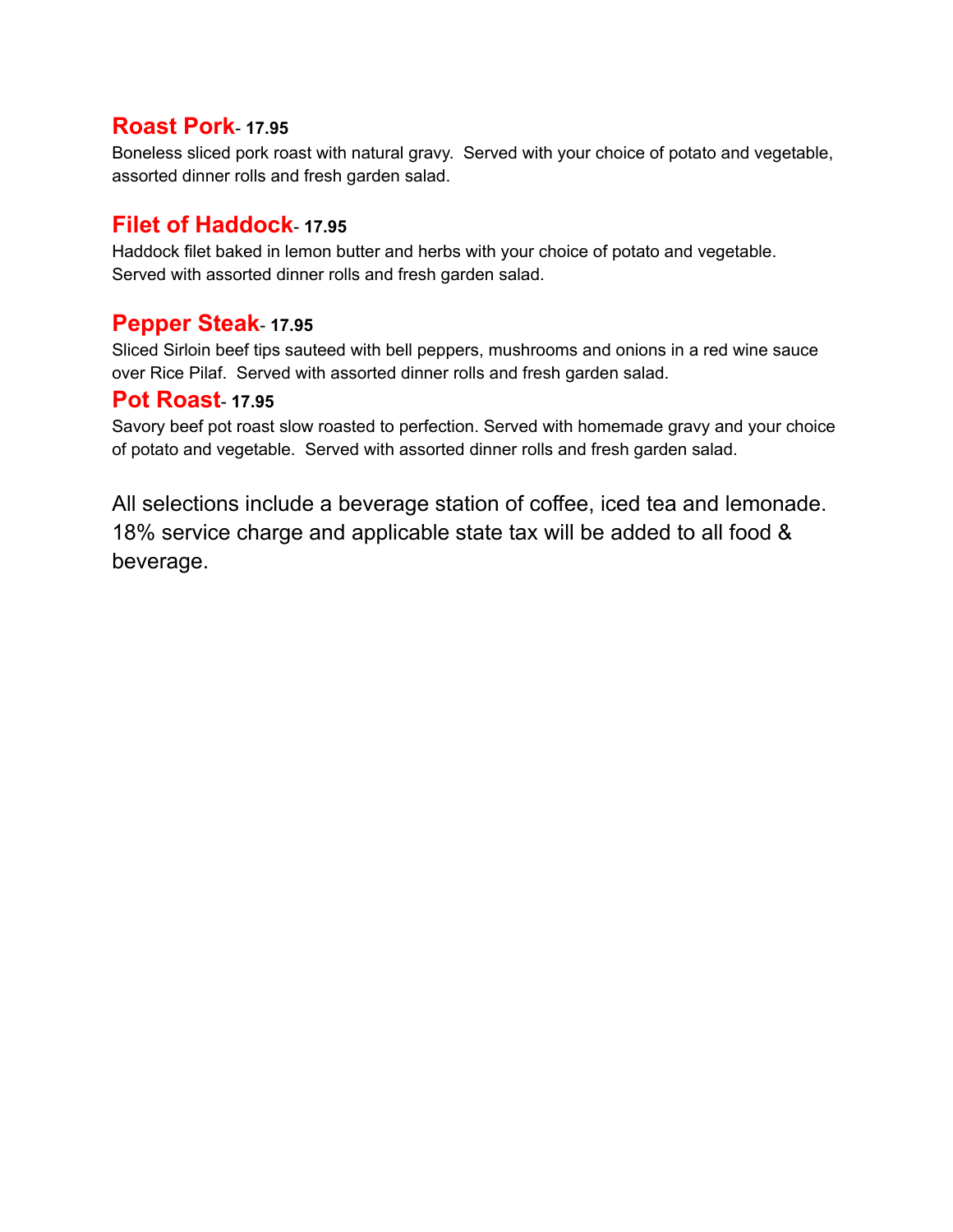### Roast Pork- **17.95**

Boneless sliced pork roast with natural gravy. Served with your choice of potato and vegetable, assorted dinner rolls and fresh garden salad.

### Filet of Haddock- **17.95**

Haddock filet baked in lemon butter and herbs with your choice of potato and vegetable. Served with assorted dinner rolls and fresh garden salad.

### Pepper Steak- **17.95**

Sliced Sirloin beef tips sauteed with bell peppers, mushrooms and onions in a red wine sauce over Rice Pilaf. Served with assorted dinner rolls and fresh garden salad.

### Pot Roast- **17.95**

Savory beef pot roast slow roasted to perfection. Served with homemade gravy and your choice of potato and vegetable. Served with assorted dinner rolls and fresh garden salad.

All selections include a beverage station of coffee, iced tea and lemonade. 18% service charge and applicable state tax will be added to all food & beverage.